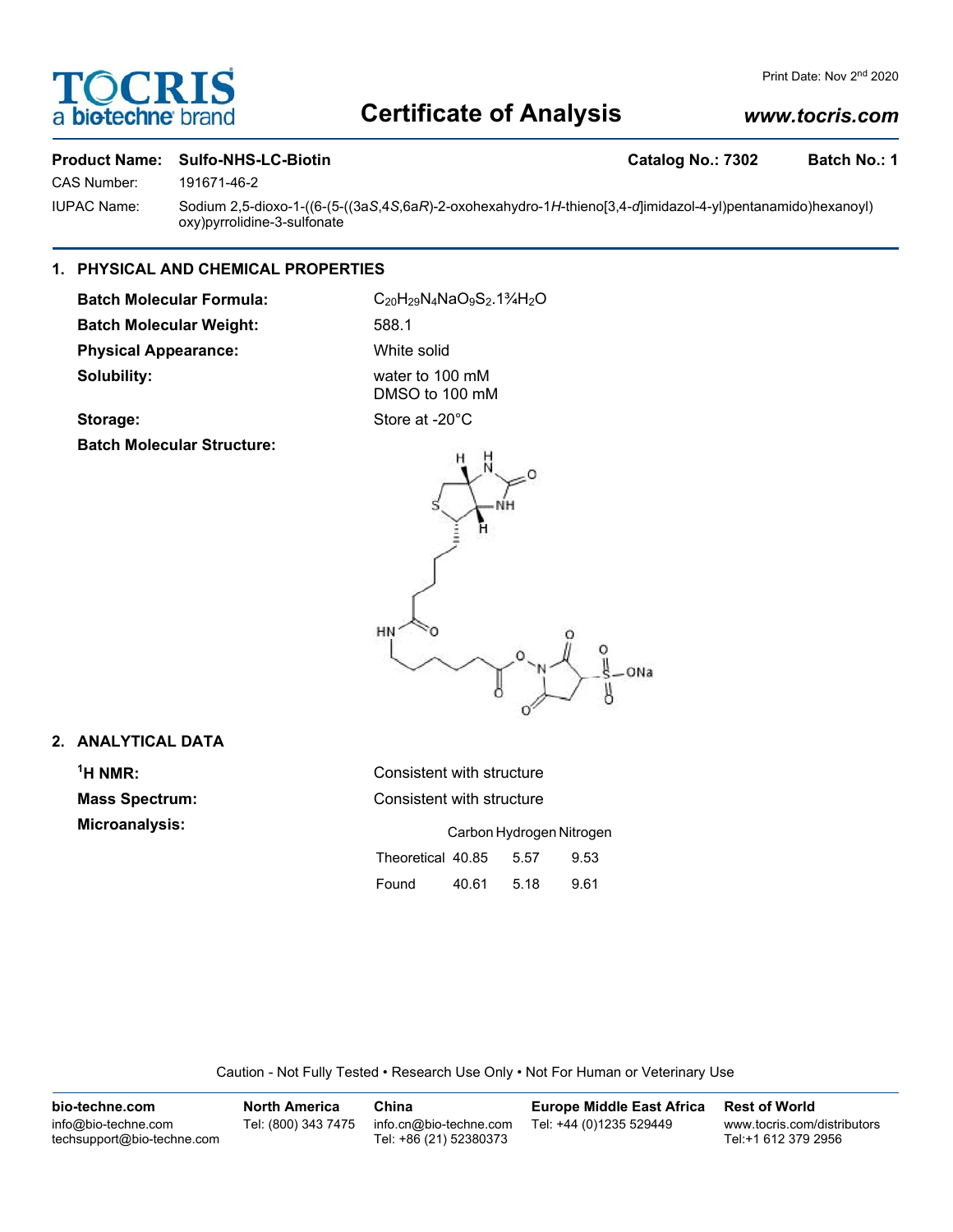# Certificate of Analysis

Print Date: Nov 2nd 2020

www.tocris.com

**Product Name:** **Sulfo-NHS-LC-Biotin** **Catalog No.: 7302** **Batch No.: 1**

CAS Number: 191671-46-2

IUPAC Name: Sodium 2,5-dioxo-1-((6-(5-((3a*S*,4*S*,6a*R*)-2-oxohexahydro-1*H*-thieno[3,4-*d*]imidazol-4-yl)pentanamido)hexanoyl)oxy)pyrrolidine-3-sulfonate

## 1. PHYSICAL AND CHEMICAL PROPERTIES

**Batch Molecular Formula:** $C_{20}H_{29}N_4NaO_9S_2.1¾H_2O$

**Batch Molecular Weight:** 588.1

**Physical Appearance:** White solid

**Solubility:** water to 100 mM
DMSO to 100 mM

**Storage:** Store at -20°C

**Batch Molecular Structure:**

## 2. ANALYTICAL DATA

**$^1$H NMR:** Consistent with structure

**Mass Spectrum:** Consistent with structure

**Microanalysis:**

| | Carbon | Hydrogen | Nitrogen |
|---|---|---|---|
| Theoretical | 40.85 | 5.57 | 9.53 |
| Found | 40.61 | 5.18 | 9.61 |

Caution - Not Fully Tested • Research Use Only • Not For Human or Veterinary Use

**bio-techne.com**
info@bio-techne.com
techsupport@bio-techne.com

**North America**
Tel: (800) 343 7475

**China**
info.cn@bio-techne.com
Tel: +86 (21) 52380373

**Europe Middle East Africa**
Tel: +44 (0)1235 529449

**Rest of World**
www.tocris.com/distributors
Tel:+1 612 379 2956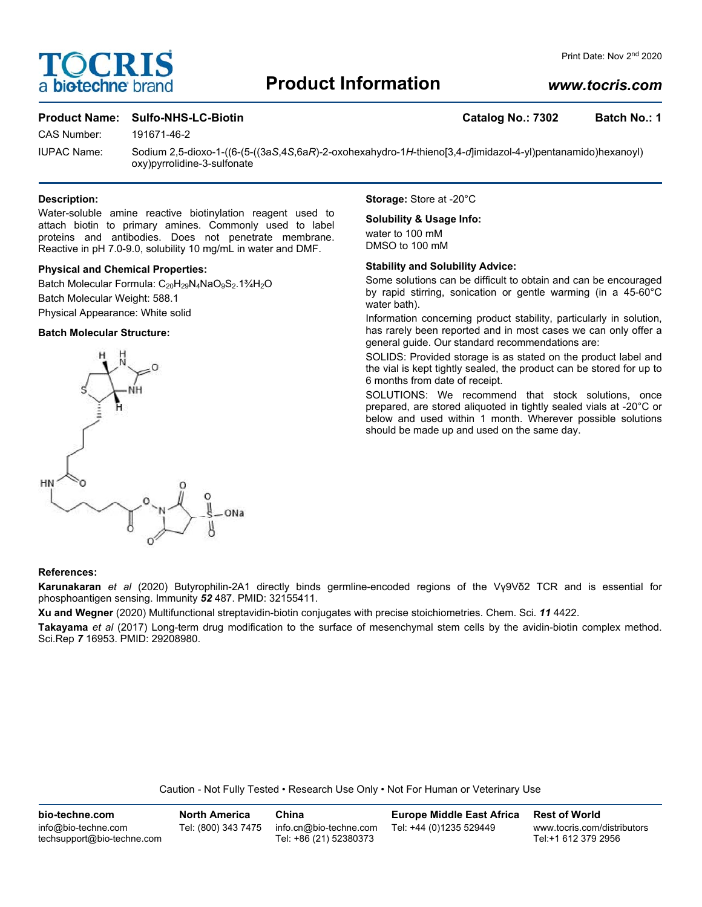# Product Information

Print Date: Nov 2nd 2020

www.tocris.com

**Product Name: Sulfo-NHS-LC-Biotin** **Catalog No.: 7302** **Batch No.: 1**

CAS Number: 191671-46-2

IUPAC Name: Sodium 2,5-dioxo-1-((6-(5-((3a*S*,4*S*,6a*R*)-2-oxohexahydro-1*H*-thieno[3,4-*d*]imidazol-4-yl)pentanamido)hexanoyl)oxy)pyrrolidine-3-sulfonate

### Description:

Water-soluble amine reactive biotinylation reagent used to attach biotin to primary amines. Commonly used to label proteins and antibodies. Does not penetrate membrane. Reactive in pH 7.0-9.0, solubility 10 mg/mL in water and DMF.

### Physical and Chemical Properties:

Batch Molecular Formula: $C_{20}H_{29}N_4NaO_9S_2.1\frac{3}{4}H_2O$

Batch Molecular Weight: 588.1

Physical Appearance: White solid

### Batch Molecular Structure:

**Storage:** Store at -20°C

### Solubility & Usage Info:

water to 100 mM

DMSO to 100 mM

### Stability and Solubility Advice:

Some solutions can be difficult to obtain and can be encouraged by rapid stirring, sonication or gentle warming (in a 45-60°C water bath).

Information concerning product stability, particularly in solution, has rarely been reported and in most cases we can only offer a general guide. Our standard recommendations are:

SOLIDS: Provided storage is as stated on the product label and the vial is kept tightly sealed, the product can be stored for up to 6 months from date of receipt.

SOLUTIONS: We recommend that stock solutions, once prepared, are stored aliquoted in tightly sealed vials at -20°C or below and used within 1 month. Wherever possible solutions should be made up and used on the same day.

### References:

**Karunakaran** *et al* (2020) Butyrophilin-2A1 directly binds germline-encoded regions of the Vγ9Vδ2 TCR and is essential for phosphoantigen sensing. Immunity ***52*** 487. PMID: 32155411.

**Xu and Wegner** (2020) Multifunctional streptavidin-biotin conjugates with precise stoichiometries. Chem. Sci. ***11*** 4422.

**Takayama** *et al* (2017) Long-term drug modification to the surface of mesenchymal stem cells by the avidin-biotin complex method. Sci.Rep ***7*** 16953. PMID: 29208980.

Caution - Not Fully Tested • Research Use Only • Not For Human or Veterinary Use

| bio-techne.com | North America | China | Europe Middle East Africa | Rest of World |
|---|---|---|---|---|
| info@bio-techne.com<br>techsupport@bio-techne.com | Tel: (800) 343 7475 | info.cn@bio-techne.com<br>Tel: +86 (21) 52380373 | Tel: +44 (0)1235 529449 | www.tocris.com/distributors<br>Tel:+1 612 379 2956 |